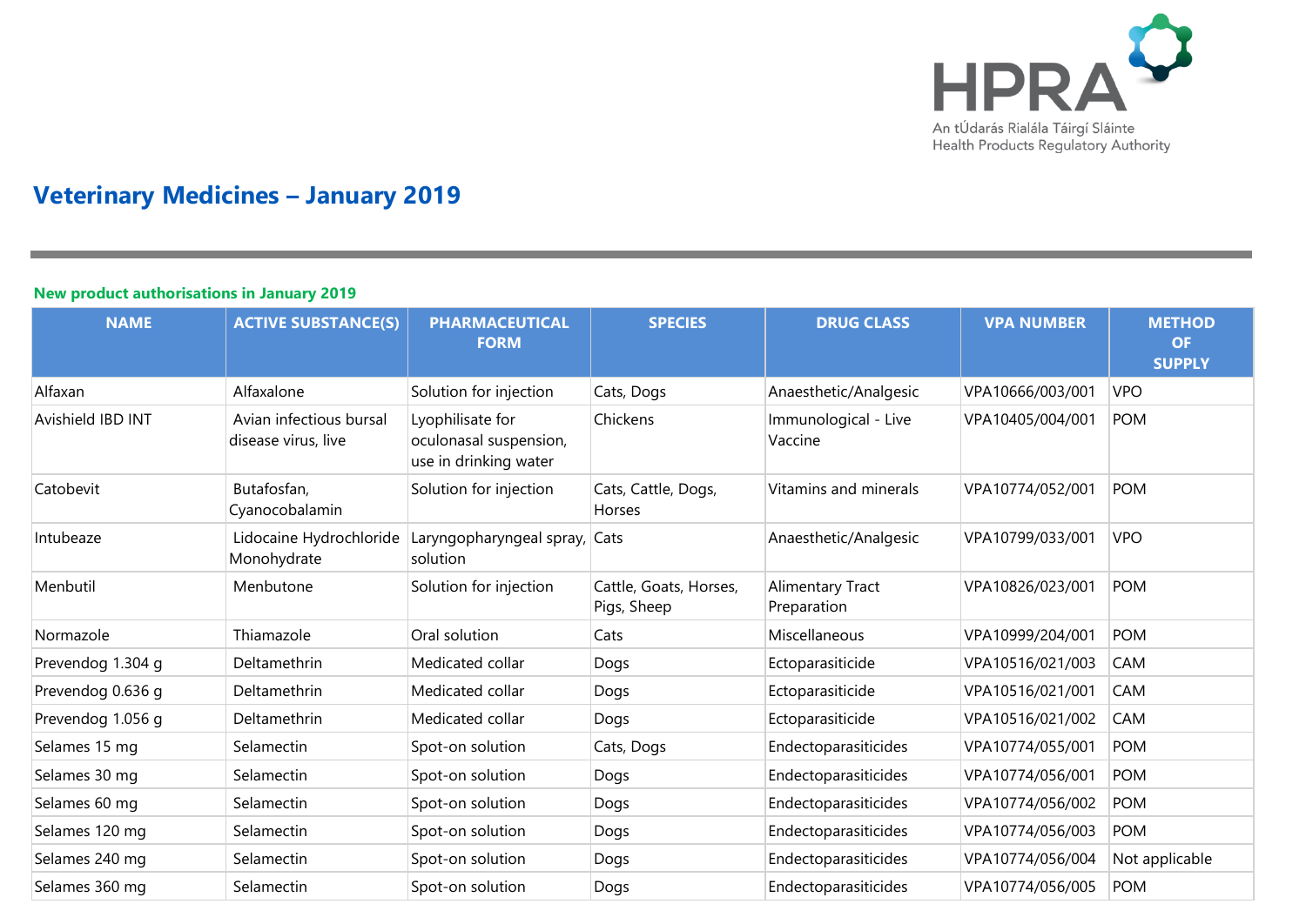An tÚdarás Rialála Táirgí Sláinte
Health Products Regulatory Authority

# Veterinary Medicines – January 2019

## New product authorisations in January 2019

| NAME | ACTIVE SUBSTANCE(S) | PHARMACEUTICAL FORM | SPECIES | DRUG CLASS | VPA NUMBER | METHOD OF SUPPLY |
|---|---|---|---|---|---|---|
| Alfaxan | Alfaxalone | Solution for injection | Cats, Dogs | Anaesthetic/Analgesic | VPA10666/003/001 | VPO |
| Avishield IBD INT | Avian infectious bursal disease virus, live | Lyophilisate for oculonasal suspension, use in drinking water | Chickens | Immunological - Live Vaccine | VPA10405/004/001 | POM |
| Catobevit | Butafosfan, Cyanocobalamin | Solution for injection | Cats, Cattle, Dogs, Horses | Vitamins and minerals | VPA10774/052/001 | POM |
| Intubeaze | Lidocaine Hydrochloride Monohydrate | Laryngopharyngeal spray, solution | Cats | Anaesthetic/Analgesic | VPA10799/033/001 | VPO |
| Menbutil | Menbutone | Solution for injection | Cattle, Goats, Horses, Pigs, Sheep | Alimentary Tract Preparation | VPA10826/023/001 | POM |
| Normazole | Thiamazole | Oral solution | Cats | Miscellaneous | VPA10999/204/001 | POM |
| Prevendog 1.304 g | Deltamethrin | Medicated collar | Dogs | Ectoparasiticide | VPA10516/021/003 | CAM |
| Prevendog 0.636 g | Deltamethrin | Medicated collar | Dogs | Ectoparasiticide | VPA10516/021/001 | CAM |
| Prevendog 1.056 g | Deltamethrin | Medicated collar | Dogs | Ectoparasiticide | VPA10516/021/002 | CAM |
| Selames 15 mg | Selamectin | Spot-on solution | Cats, Dogs | Endectoparasiticides | VPA10774/055/001 | POM |
| Selames 30 mg | Selamectin | Spot-on solution | Dogs | Endectoparasiticides | VPA10774/056/001 | POM |
| Selames 60 mg | Selamectin | Spot-on solution | Dogs | Endectoparasiticides | VPA10774/056/002 | POM |
| Selames 120 mg | Selamectin | Spot-on solution | Dogs | Endectoparasiticides | VPA10774/056/003 | POM |
| Selames 240 mg | Selamectin | Spot-on solution | Dogs | Endectoparasiticides | VPA10774/056/004 | Not applicable |
| Selames 360 mg | Selamectin | Spot-on solution | Dogs | Endectoparasiticides | VPA10774/056/005 | POM |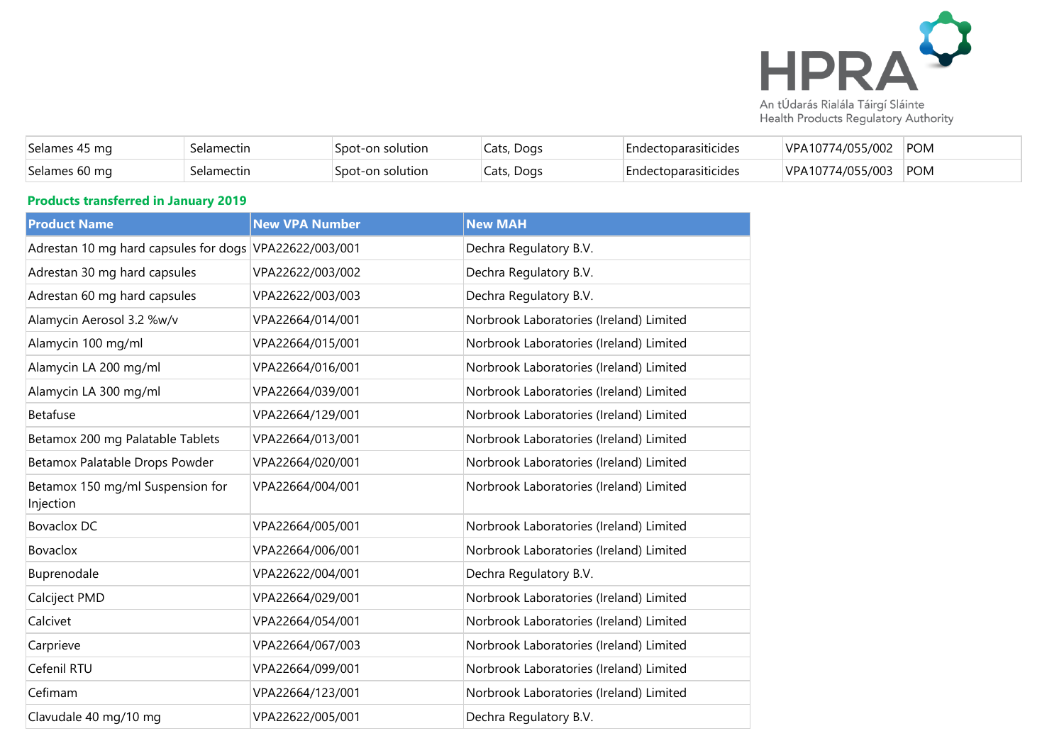| Selames 45 mg | Selamectin | Spot-on solution | Cats, Dogs | Endectoparasiticides | VPA10774/055/002 | POM |
|---|---|---|---|---|---|---|
| Selames 60 mg | Selamectin | Spot-on solution | Cats, Dogs | Endectoparasiticides | VPA10774/055/003 | POM |

### Products transferred in January 2019

| Product Name | New VPA Number | New MAH |
|---|---|---|
| Adrestan 10 mg hard capsules for dogs | VPA22622/003/001 | Dechra Regulatory B.V. |
| Adrestan 30 mg hard capsules | VPA22622/003/002 | Dechra Regulatory B.V. |
| Adrestan 60 mg hard capsules | VPA22622/003/003 | Dechra Regulatory B.V. |
| Alamycin Aerosol 3.2 %w/v | VPA22664/014/001 | Norbrook Laboratories (Ireland) Limited |
| Alamycin 100 mg/ml | VPA22664/015/001 | Norbrook Laboratories (Ireland) Limited |
| Alamycin LA 200 mg/ml | VPA22664/016/001 | Norbrook Laboratories (Ireland) Limited |
| Alamycin LA 300 mg/ml | VPA22664/039/001 | Norbrook Laboratories (Ireland) Limited |
| Betafuse | VPA22664/129/001 | Norbrook Laboratories (Ireland) Limited |
| Betamox 200 mg Palatable Tablets | VPA22664/013/001 | Norbrook Laboratories (Ireland) Limited |
| Betamox Palatable Drops Powder | VPA22664/020/001 | Norbrook Laboratories (Ireland) Limited |
| Betamox 150 mg/ml Suspension for Injection | VPA22664/004/001 | Norbrook Laboratories (Ireland) Limited |
| Bovaclox DC | VPA22664/005/001 | Norbrook Laboratories (Ireland) Limited |
| Bovaclox | VPA22664/006/001 | Norbrook Laboratories (Ireland) Limited |
| Buprenodale | VPA22622/004/001 | Dechra Regulatory B.V. |
| Calciject PMD | VPA22664/029/001 | Norbrook Laboratories (Ireland) Limited |
| Calcivet | VPA22664/054/001 | Norbrook Laboratories (Ireland) Limited |
| Carprieve | VPA22664/067/003 | Norbrook Laboratories (Ireland) Limited |
| Cefenil RTU | VPA22664/099/001 | Norbrook Laboratories (Ireland) Limited |
| Cefimam | VPA22664/123/001 | Norbrook Laboratories (Ireland) Limited |
| Clavudale 40 mg/10 mg | VPA22622/005/001 | Dechra Regulatory B.V. |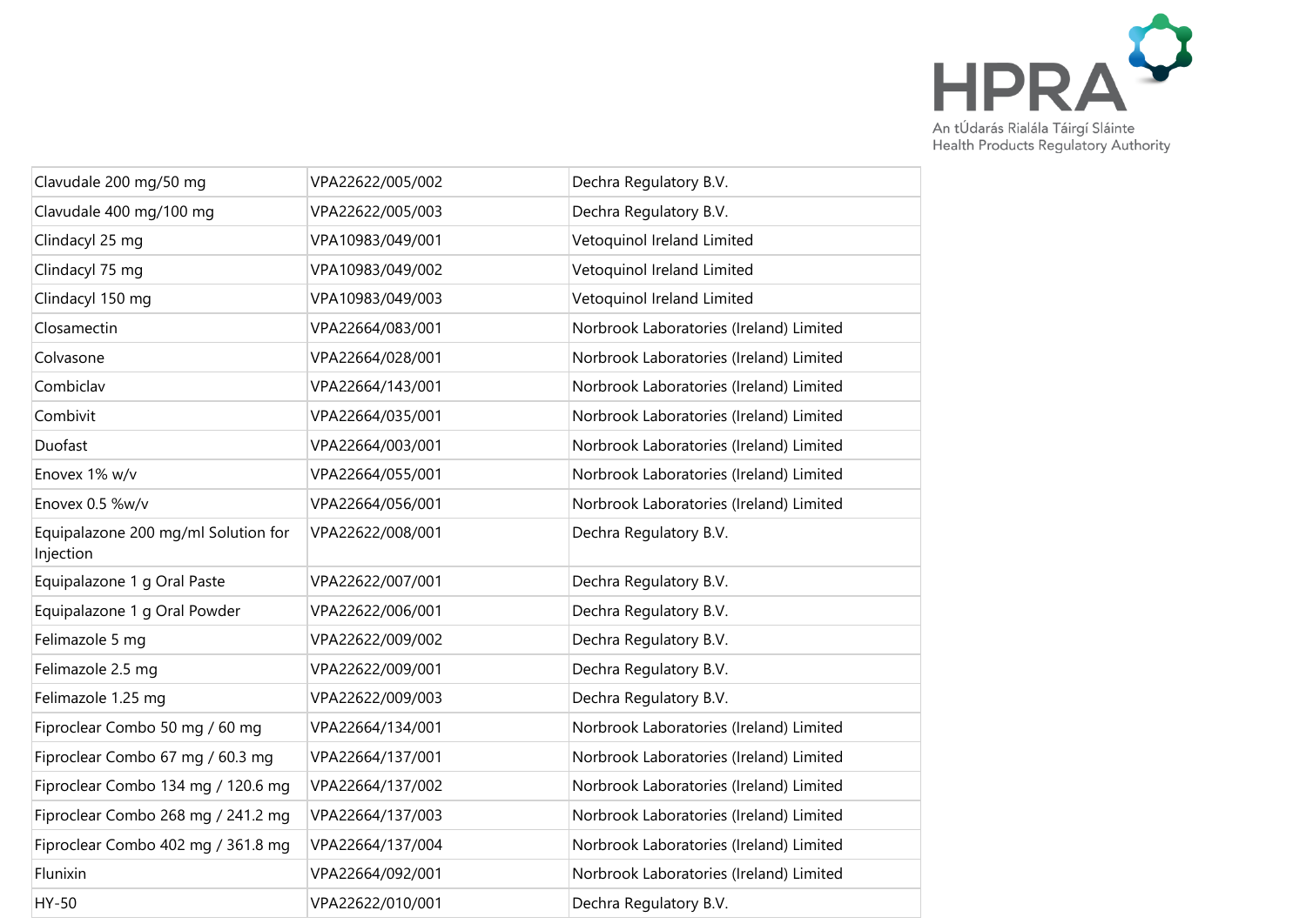| | | |
|---|---|---|
| Clavudale 200 mg/50 mg | VPA22622/005/002 | Dechra Regulatory B.V. |
| Clavudale 400 mg/100 mg | VPA22622/005/003 | Dechra Regulatory B.V. |
| Clindacyl 25 mg | VPA10983/049/001 | Vetoquinol Ireland Limited |
| Clindacyl 75 mg | VPA10983/049/002 | Vetoquinol Ireland Limited |
| Clindacyl 150 mg | VPA10983/049/003 | Vetoquinol Ireland Limited |
| Closamectin | VPA22664/083/001 | Norbrook Laboratories (Ireland) Limited |
| Colvasone | VPA22664/028/001 | Norbrook Laboratories (Ireland) Limited |
| Combiclav | VPA22664/143/001 | Norbrook Laboratories (Ireland) Limited |
| Combivit | VPA22664/035/001 | Norbrook Laboratories (Ireland) Limited |
| Duofast | VPA22664/003/001 | Norbrook Laboratories (Ireland) Limited |
| Enovex 1% w/v | VPA22664/055/001 | Norbrook Laboratories (Ireland) Limited |
| Enovex 0.5 %w/v | VPA22664/056/001 | Norbrook Laboratories (Ireland) Limited |
| Equipalazone 200 mg/ml Solution for Injection | VPA22622/008/001 | Dechra Regulatory B.V. |
| Equipalazone 1 g Oral Paste | VPA22622/007/001 | Dechra Regulatory B.V. |
| Equipalazone 1 g Oral Powder | VPA22622/006/001 | Dechra Regulatory B.V. |
| Felimazole 5 mg | VPA22622/009/002 | Dechra Regulatory B.V. |
| Felimazole 2.5 mg | VPA22622/009/001 | Dechra Regulatory B.V. |
| Felimazole 1.25 mg | VPA22622/009/003 | Dechra Regulatory B.V. |
| Fiproclear Combo 50 mg / 60 mg | VPA22664/134/001 | Norbrook Laboratories (Ireland) Limited |
| Fiproclear Combo 67 mg / 60.3 mg | VPA22664/137/001 | Norbrook Laboratories (Ireland) Limited |
| Fiproclear Combo 134 mg / 120.6 mg | VPA22664/137/002 | Norbrook Laboratories (Ireland) Limited |
| Fiproclear Combo 268 mg / 241.2 mg | VPA22664/137/003 | Norbrook Laboratories (Ireland) Limited |
| Fiproclear Combo 402 mg / 361.8 mg | VPA22664/137/004 | Norbrook Laboratories (Ireland) Limited |
| Flunixin | VPA22664/092/001 | Norbrook Laboratories (Ireland) Limited |
| HY-50 | VPA22622/010/001 | Dechra Regulatory B.V. |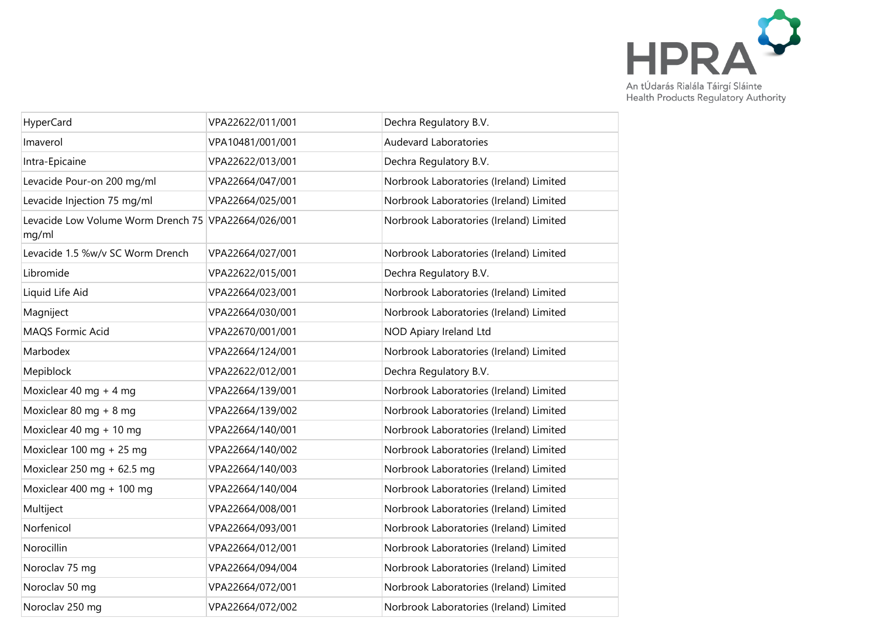| HyperCard | VPA22622/011/001 | Dechra Regulatory B.V. |
|---|---|---|
| Imaverol | VPA10481/001/001 | Audevard Laboratories |
| Intra-Epicaine | VPA22622/013/001 | Dechra Regulatory B.V. |
| Levacide Pour-on 200 mg/ml | VPA22664/047/001 | Norbrook Laboratories (Ireland) Limited |
| Levacide Injection 75 mg/ml | VPA22664/025/001 | Norbrook Laboratories (Ireland) Limited |
| Levacide Low Volume Worm Drench 75 mg/ml | VPA22664/026/001 | Norbrook Laboratories (Ireland) Limited |
| Levacide 1.5 %w/v SC Worm Drench | VPA22664/027/001 | Norbrook Laboratories (Ireland) Limited |
| Libromide | VPA22622/015/001 | Dechra Regulatory B.V. |
| Liquid Life Aid | VPA22664/023/001 | Norbrook Laboratories (Ireland) Limited |
| Magniject | VPA22664/030/001 | Norbrook Laboratories (Ireland) Limited |
| MAQS Formic Acid | VPA22670/001/001 | NOD Apiary Ireland Ltd |
| Marbodex | VPA22664/124/001 | Norbrook Laboratories (Ireland) Limited |
| Mepiblock | VPA22622/012/001 | Dechra Regulatory B.V. |
| Moxiclear 40 mg + 4 mg | VPA22664/139/001 | Norbrook Laboratories (Ireland) Limited |
| Moxiclear 80 mg + 8 mg | VPA22664/139/002 | Norbrook Laboratories (Ireland) Limited |
| Moxiclear 40 mg + 10 mg | VPA22664/140/001 | Norbrook Laboratories (Ireland) Limited |
| Moxiclear 100 mg + 25 mg | VPA22664/140/002 | Norbrook Laboratories (Ireland) Limited |
| Moxiclear 250 mg + 62.5 mg | VPA22664/140/003 | Norbrook Laboratories (Ireland) Limited |
| Moxiclear 400 mg + 100 mg | VPA22664/140/004 | Norbrook Laboratories (Ireland) Limited |
| Multiject | VPA22664/008/001 | Norbrook Laboratories (Ireland) Limited |
| Norfenicol | VPA22664/093/001 | Norbrook Laboratories (Ireland) Limited |
| Norocillin | VPA22664/012/001 | Norbrook Laboratories (Ireland) Limited |
| Noroclav 75 mg | VPA22664/094/004 | Norbrook Laboratories (Ireland) Limited |
| Noroclav 50 mg | VPA22664/072/001 | Norbrook Laboratories (Ireland) Limited |
| Noroclav 250 mg | VPA22664/072/002 | Norbrook Laboratories (Ireland) Limited |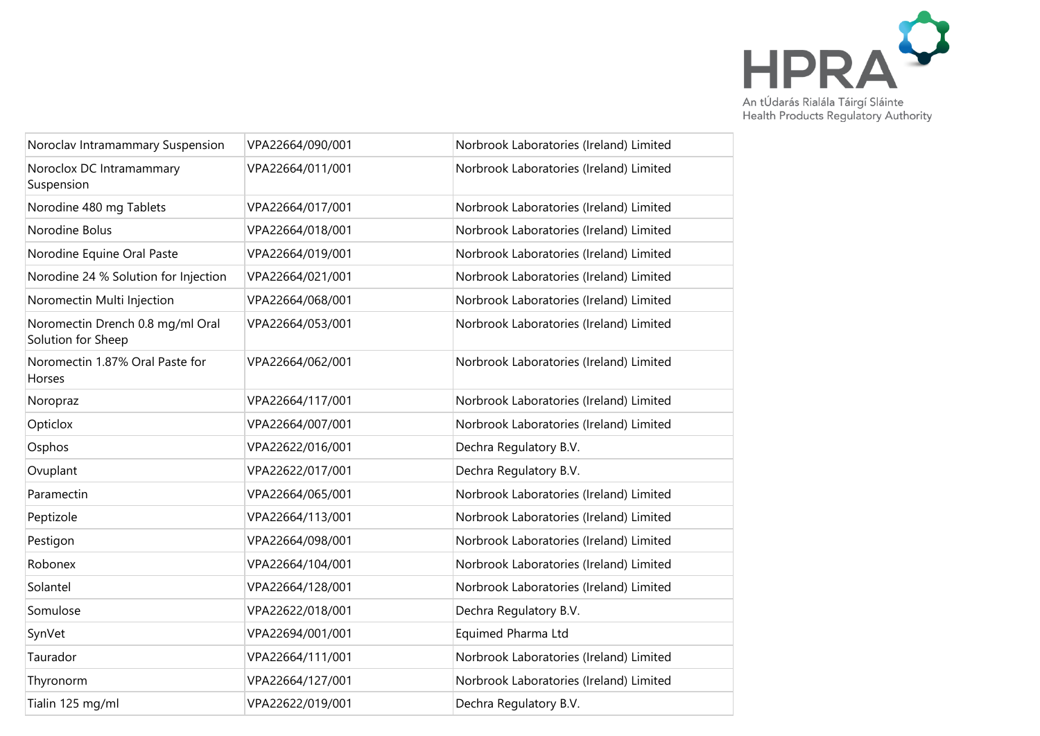| | | |
|---|---|---|
| Noroclav Intramammary Suspension | VPA22664/090/001 | Norbrook Laboratories (Ireland) Limited |
| Noroclox DC Intramammary Suspension | VPA22664/011/001 | Norbrook Laboratories (Ireland) Limited |
| Norodine 480 mg Tablets | VPA22664/017/001 | Norbrook Laboratories (Ireland) Limited |
| Norodine Bolus | VPA22664/018/001 | Norbrook Laboratories (Ireland) Limited |
| Norodine Equine Oral Paste | VPA22664/019/001 | Norbrook Laboratories (Ireland) Limited |
| Norodine 24 % Solution for Injection | VPA22664/021/001 | Norbrook Laboratories (Ireland) Limited |
| Noromectin Multi Injection | VPA22664/068/001 | Norbrook Laboratories (Ireland) Limited |
| Noromectin Drench 0.8 mg/ml Oral Solution for Sheep | VPA22664/053/001 | Norbrook Laboratories (Ireland) Limited |
| Noromectin 1.87% Oral Paste for Horses | VPA22664/062/001 | Norbrook Laboratories (Ireland) Limited |
| Noropraz | VPA22664/117/001 | Norbrook Laboratories (Ireland) Limited |
| Opticlox | VPA22664/007/001 | Norbrook Laboratories (Ireland) Limited |
| Osphos | VPA22622/016/001 | Dechra Regulatory B.V. |
| Ovuplant | VPA22622/017/001 | Dechra Regulatory B.V. |
| Paramectin | VPA22664/065/001 | Norbrook Laboratories (Ireland) Limited |
| Peptizole | VPA22664/113/001 | Norbrook Laboratories (Ireland) Limited |
| Pestigon | VPA22664/098/001 | Norbrook Laboratories (Ireland) Limited |
| Robonex | VPA22664/104/001 | Norbrook Laboratories (Ireland) Limited |
| Solantel | VPA22664/128/001 | Norbrook Laboratories (Ireland) Limited |
| Somulose | VPA22622/018/001 | Dechra Regulatory B.V. |
| SynVet | VPA22694/001/001 | Equimed Pharma Ltd |
| Taurador | VPA22664/111/001 | Norbrook Laboratories (Ireland) Limited |
| Thyronorm | VPA22664/127/001 | Norbrook Laboratories (Ireland) Limited |
| Tialin 125 mg/ml | VPA22622/019/001 | Dechra Regulatory B.V. |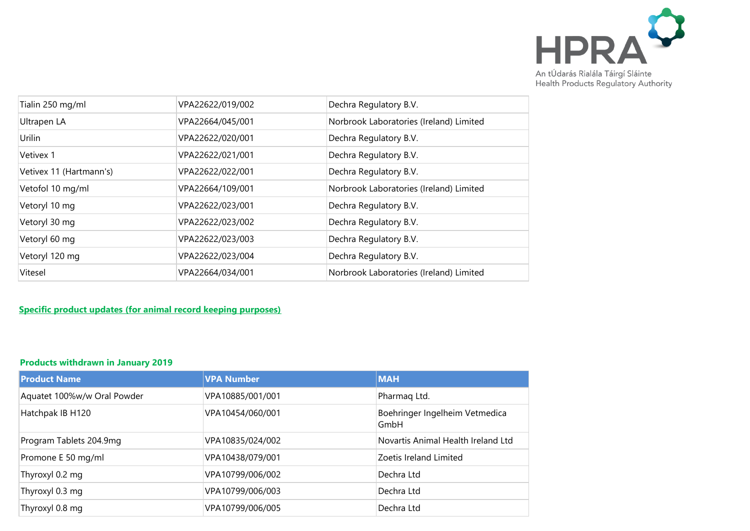| | | |
|---|---|---|
| Tialin 250 mg/ml | VPA22622/019/002 | Dechra Regulatory B.V. |
| Ultrapen LA | VPA22664/045/001 | Norbrook Laboratories (Ireland) Limited |
| Urilin | VPA22622/020/001 | Dechra Regulatory B.V. |
| Vetivex 1 | VPA22622/021/001 | Dechra Regulatory B.V. |
| Vetivex 11 (Hartmann's) | VPA22622/022/001 | Dechra Regulatory B.V. |
| Vetofol 10 mg/ml | VPA22664/109/001 | Norbrook Laboratories (Ireland) Limited |
| Vetoryl 10 mg | VPA22622/023/001 | Dechra Regulatory B.V. |
| Vetoryl 30 mg | VPA22622/023/002 | Dechra Regulatory B.V. |
| Vetoryl 60 mg | VPA22622/023/003 | Dechra Regulatory B.V. |
| Vetoryl 120 mg | VPA22622/023/004 | Dechra Regulatory B.V. |
| Vitesel | VPA22664/034/001 | Norbrook Laboratories (Ireland) Limited |

**Specific product updates (for animal record keeping purposes)**

**Products withdrawn in January 2019**

| Product Name | VPA Number | MAH |
|---|---|---|
| Aquatet 100%w/w Oral Powder | VPA10885/001/001 | Pharmaq Ltd. |
| Hatchpak IB H120 | VPA10454/060/001 | Boehringer Ingelheim Vetmedica GmbH |
| Program Tablets 204.9mg | VPA10835/024/002 | Novartis Animal Health Ireland Ltd |
| Promone E 50 mg/ml | VPA10438/079/001 | Zoetis Ireland Limited |
| Thyroxyl 0.2 mg | VPA10799/006/002 | Dechra Ltd |
| Thyroxyl 0.3 mg | VPA10799/006/003 | Dechra Ltd |
| Thyroxyl 0.8 mg | VPA10799/006/005 | Dechra Ltd |